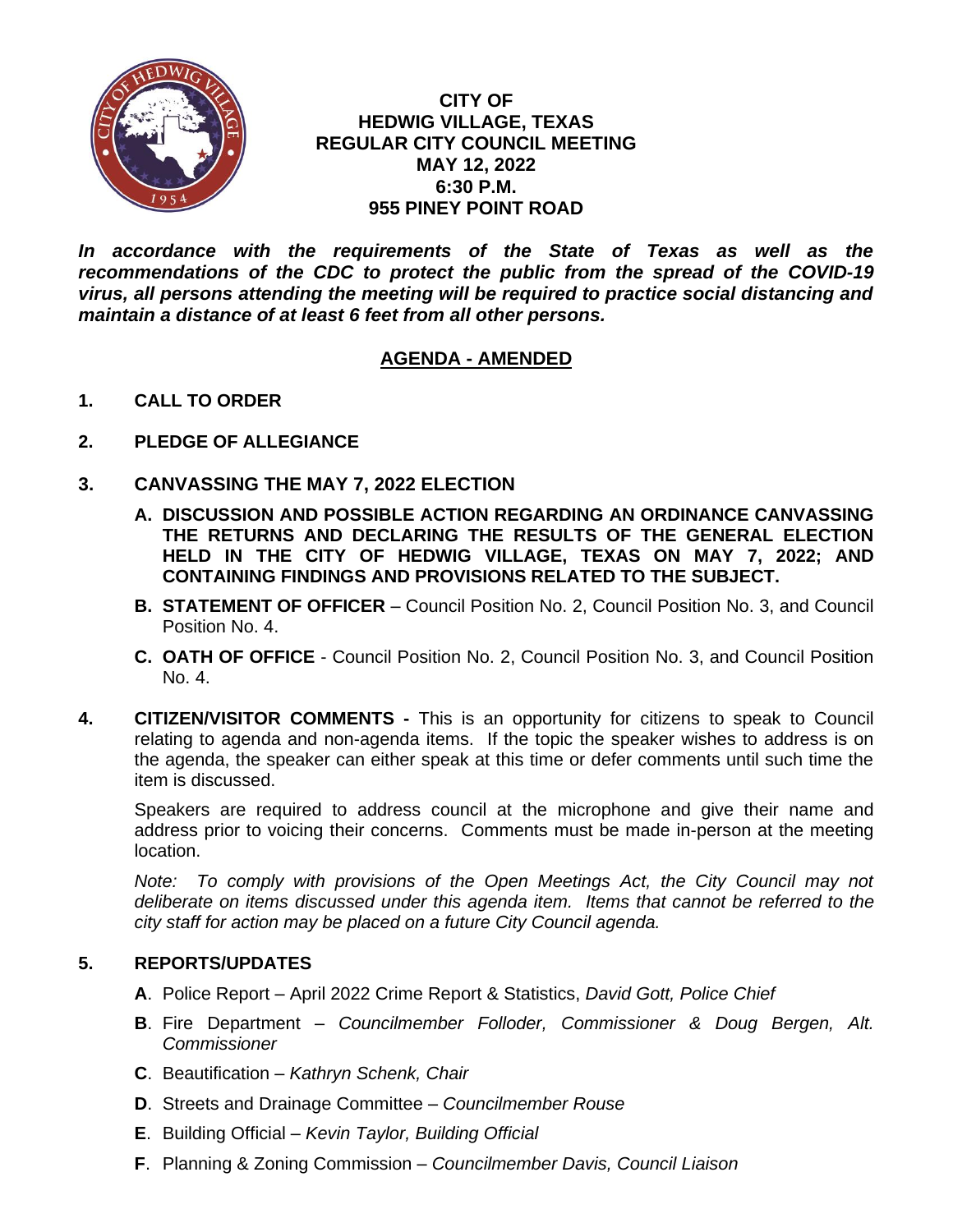# CITY OF HEDWIG VILLAGE, TEXAS
## REGULAR CITY COUNCIL MEETING
## MAY 12, 2022
## 6:30 P.M.
## 955 PINEY POINT ROAD

***In accordance with the requirements of the State of Texas as well as the recommendations of the CDC to protect the public from the spread of the COVID-19 virus, all persons attending the meeting will be required to practice social distancing and maintain a distance of at least 6 feet from all other persons.***

## AGENDA - AMENDED

**1. CALL TO ORDER**

**2. PLEDGE OF ALLEGIANCE**

**3. CANVASSING THE MAY 7, 2022 ELECTION**

- **A. DISCUSSION AND POSSIBLE ACTION REGARDING AN ORDINANCE CANVASSING THE RETURNS AND DECLARING THE RESULTS OF THE GENERAL ELECTION HELD IN THE CITY OF HEDWIG VILLAGE, TEXAS ON MAY 7, 2022; AND CONTAINING FINDINGS AND PROVISIONS RELATED TO THE SUBJECT.**
- **B. STATEMENT OF OFFICER** – Council Position No. 2, Council Position No. 3, and Council Position No. 4.
- **C. OATH OF OFFICE** - Council Position No. 2, Council Position No. 3, and Council Position No. 4.

**4. CITIZEN/VISITOR COMMENTS -** This is an opportunity for citizens to speak to Council relating to agenda and non-agenda items. If the topic the speaker wishes to address is on the agenda, the speaker can either speak at this time or defer comments until such time the item is discussed.

Speakers are required to address council at the microphone and give their name and address prior to voicing their concerns. Comments must be made in-person at the meeting location.

*Note: To comply with provisions of the Open Meetings Act, the City Council may not deliberate on items discussed under this agenda item. Items that cannot be referred to the city staff for action may be placed on a future City Council agenda.*

**5. REPORTS/UPDATES**

- **A**. Police Report – April 2022 Crime Report & Statistics, *David Gott, Police Chief*
- **B**. Fire Department – *Councilmember Folloder, Commissioner & Doug Bergen, Alt. Commissioner*
- **C**. Beautification – *Kathryn Schenk, Chair*
- **D**. Streets and Drainage Committee – *Councilmember Rouse*
- **E**. Building Official – *Kevin Taylor, Building Official*
- **F**. Planning & Zoning Commission – *Councilmember Davis, Council Liaison*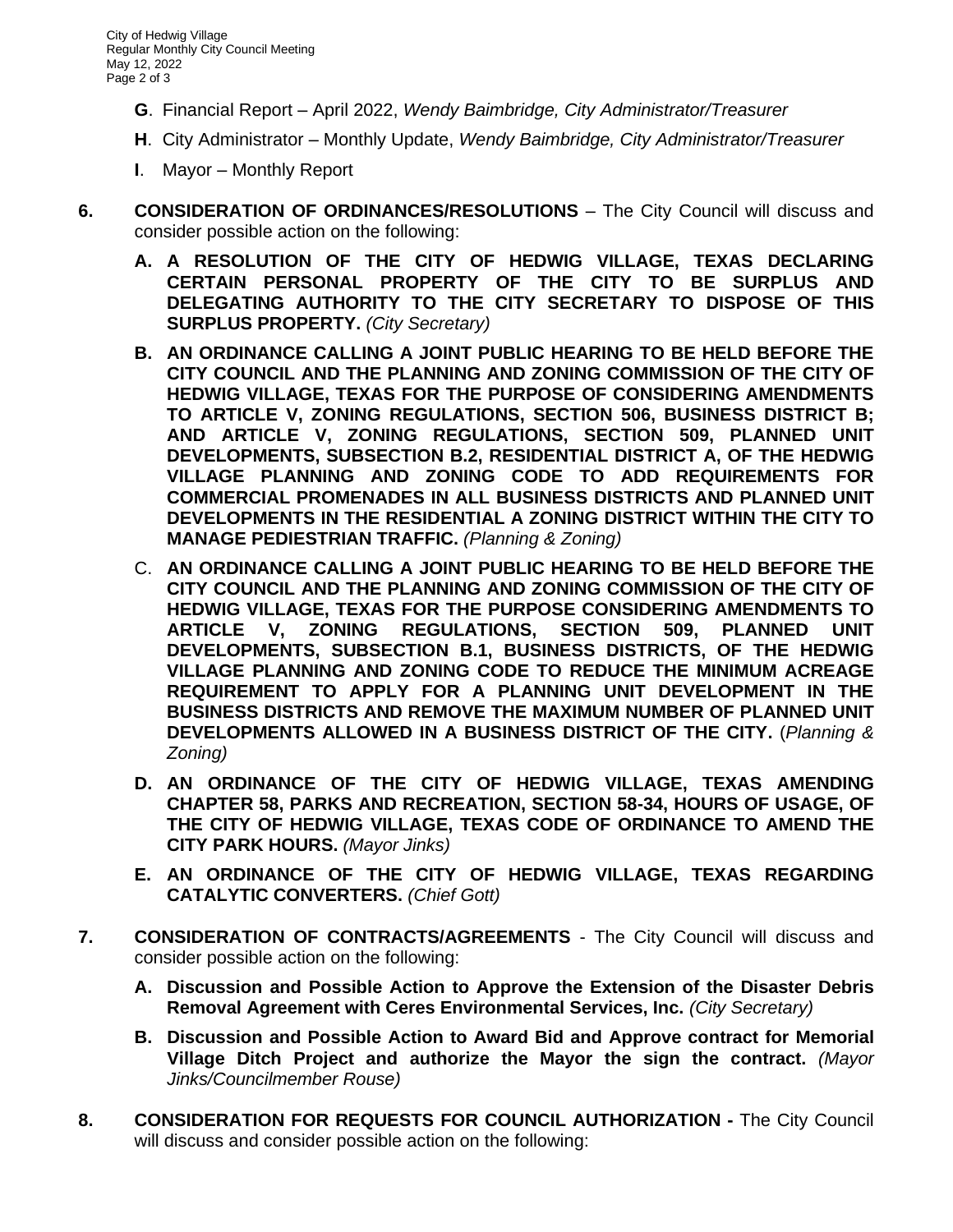**G**. Financial Report – April 2022, *Wendy Baimbridge, City Administrator/Treasurer*

**H**. City Administrator – Monthly Update, *Wendy Baimbridge, City Administrator/Treasurer*

**I**. Mayor – Monthly Report

**6. CONSIDERATION OF ORDINANCES/RESOLUTIONS** – The City Council will discuss and consider possible action on the following:

**A. A RESOLUTION OF THE CITY OF HEDWIG VILLAGE, TEXAS DECLARING CERTAIN PERSONAL PROPERTY OF THE CITY TO BE SURPLUS AND DELEGATING AUTHORITY TO THE CITY SECRETARY TO DISPOSE OF THIS SURPLUS PROPERTY.** *(City Secretary)*

**B. AN ORDINANCE CALLING A JOINT PUBLIC HEARING TO BE HELD BEFORE THE CITY COUNCIL AND THE PLANNING AND ZONING COMMISSION OF THE CITY OF HEDWIG VILLAGE, TEXAS FOR THE PURPOSE OF CONSIDERING AMENDMENTS TO ARTICLE V, ZONING REGULATIONS, SECTION 506, BUSINESS DISTRICT B; AND ARTICLE V, ZONING REGULATIONS, SECTION 509, PLANNED UNIT DEVELOPMENTS, SUBSECTION B.2, RESIDENTIAL DISTRICT A, OF THE HEDWIG VILLAGE PLANNING AND ZONING CODE TO ADD REQUIREMENTS FOR COMMERCIAL PROMENADES IN ALL BUSINESS DISTRICTS AND PLANNED UNIT DEVELOPMENTS IN THE RESIDENTIAL A ZONING DISTRICT WITHIN THE CITY TO MANAGE PEDIESTRIAN TRAFFIC.** *(Planning & Zoning)*

C. **AN ORDINANCE CALLING A JOINT PUBLIC HEARING TO BE HELD BEFORE THE CITY COUNCIL AND THE PLANNING AND ZONING COMMISSION OF THE CITY OF HEDWIG VILLAGE, TEXAS FOR THE PURPOSE CONSIDERING AMENDMENTS TO ARTICLE V, ZONING REGULATIONS, SECTION 509, PLANNED UNIT DEVELOPMENTS, SUBSECTION B.1, BUSINESS DISTRICTS, OF THE HEDWIG VILLAGE PLANNING AND ZONING CODE TO REDUCE THE MINIMUM ACREAGE REQUIREMENT TO APPLY FOR A PLANNING UNIT DEVELOPMENT IN THE BUSINESS DISTRICTS AND REMOVE THE MAXIMUM NUMBER OF PLANNED UNIT DEVELOPMENTS ALLOWED IN A BUSINESS DISTRICT OF THE CITY.** (*Planning & Zoning)*

**D. AN ORDINANCE OF THE CITY OF HEDWIG VILLAGE, TEXAS AMENDING CHAPTER 58, PARKS AND RECREATION, SECTION 58-34, HOURS OF USAGE, OF THE CITY OF HEDWIG VILLAGE, TEXAS CODE OF ORDINANCE TO AMEND THE CITY PARK HOURS.** *(Mayor Jinks)*

**E. AN ORDINANCE OF THE CITY OF HEDWIG VILLAGE, TEXAS REGARDING CATALYTIC CONVERTERS.** *(Chief Gott)*

**7. CONSIDERATION OF CONTRACTS/AGREEMENTS** - The City Council will discuss and consider possible action on the following:

**A. Discussion and Possible Action to Approve the Extension of the Disaster Debris Removal Agreement with Ceres Environmental Services, Inc.** *(City Secretary)*

**B. Discussion and Possible Action to Award Bid and Approve contract for Memorial Village Ditch Project and authorize the Mayor the sign the contract.** *(Mayor Jinks/Councilmember Rouse)*

**8. CONSIDERATION FOR REQUESTS FOR COUNCIL AUTHORIZATION -** The City Council will discuss and consider possible action on the following: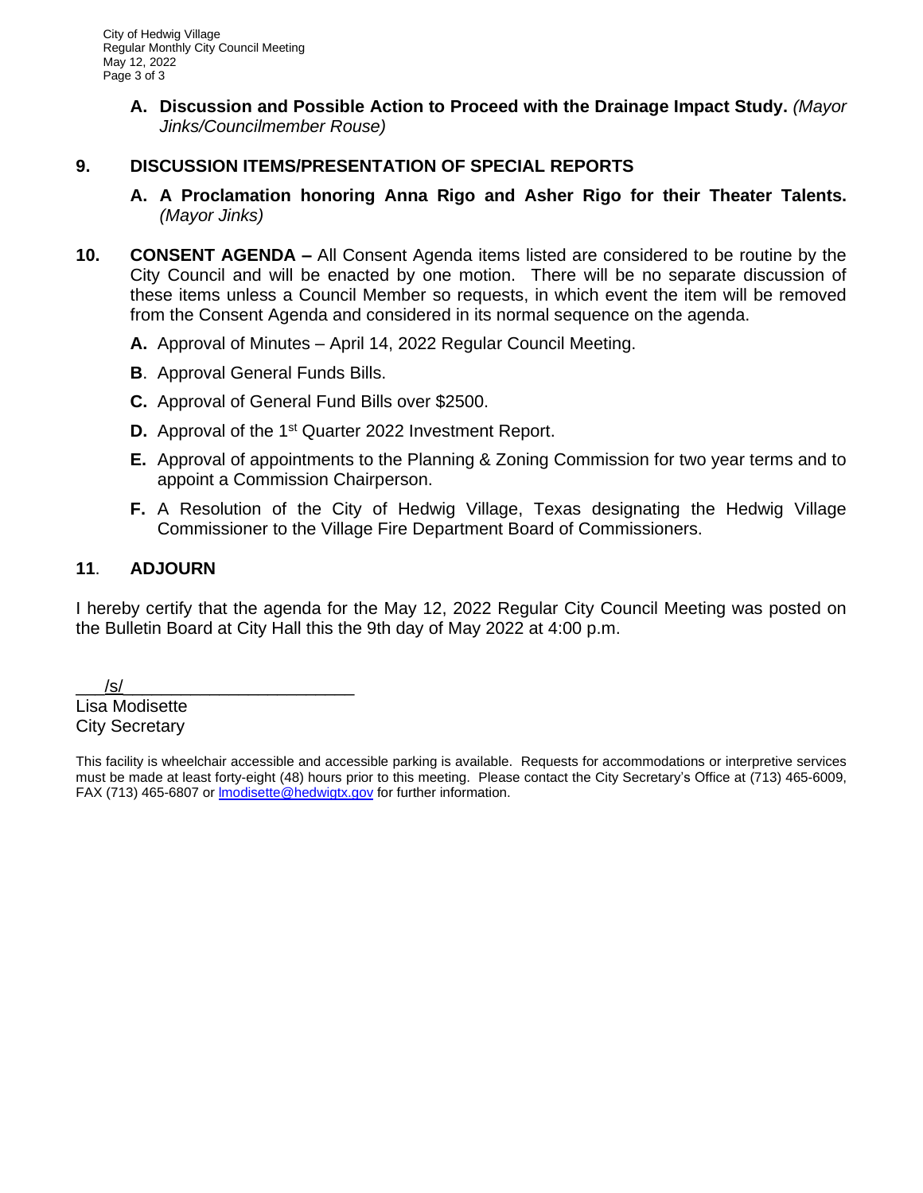**A. Discussion and Possible Action to Proceed with the Drainage Impact Study.** *(Mayor Jinks/Councilmember Rouse)*

## 9. DISCUSSION ITEMS/PRESENTATION OF SPECIAL REPORTS

**A. A Proclamation honoring Anna Rigo and Asher Rigo for their Theater Talents.** *(Mayor Jinks)*

## 10. CONSENT AGENDA – All Consent Agenda items listed are considered to be routine by the City Council and will be enacted by one motion. There will be no separate discussion of these items unless a Council Member so requests, in which event the item will be removed from the Consent Agenda and considered in its normal sequence on the agenda.

**A.** Approval of Minutes – April 14, 2022 Regular Council Meeting.

**B**. Approval General Funds Bills.

**C.** Approval of General Fund Bills over $2500.

**D.** Approval of the 1st Quarter 2022 Investment Report.

**E.** Approval of appointments to the Planning & Zoning Commission for two year terms and to appoint a Commission Chairperson.

**F.** A Resolution of the City of Hedwig Village, Texas designating the Hedwig Village Commissioner to the Village Fire Department Board of Commissioners.

## 11. ADJOURN

I hereby certify that the agenda for the May 12, 2022 Regular City Council Meeting was posted on the Bulletin Board at City Hall this the 9th day of May 2022 at 4:00 p.m.

___/s/________________________
Lisa Modisette
City Secretary

This facility is wheelchair accessible and accessible parking is available. Requests for accommodations or interpretive services must be made at least forty-eight (48) hours prior to this meeting. Please contact the City Secretary's Office at (713) 465-6009, FAX (713) 465-6807 or lmodisette@hedwigtx.gov for further information.